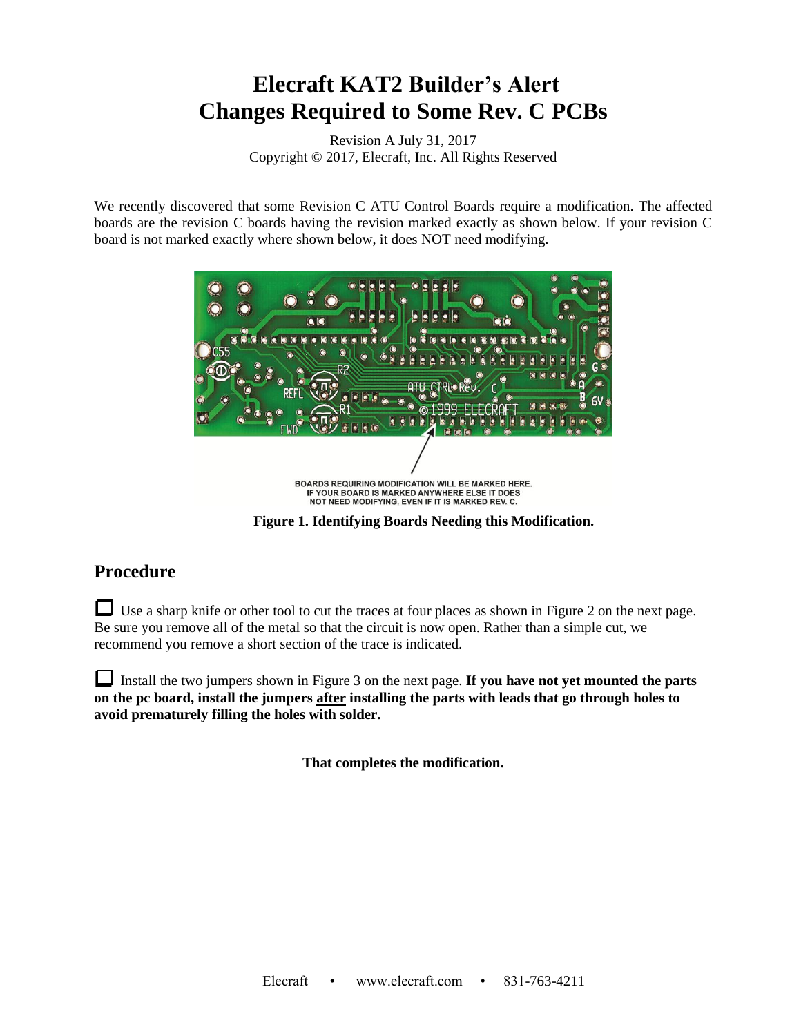# Elecraft KAT2 Builder's Alert
# Changes Required to Some Rev. C PCBs

Revision A July 31, 2017
Copyright © 2017, Elecraft, Inc. All Rights Reserved

We recently discovered that some Revision C ATU Control Boards require a modification. The affected boards are the revision C boards having the revision marked exactly as shown below. If your revision C board is not marked exactly where shown below, it does NOT need modifying.

BOARDS REQUIRING MODIFICATION WILL BE MARKED HERE. IF YOUR BOARD IS MARKED ANYWHERE ELSE IT DOES NOT NEED MODIFYING, EVEN IF IT IS MARKED REV. C.

**Figure 1. Identifying Boards Needing this Modification.**

## Procedure

☐ Use a sharp knife or other tool to cut the traces at four places as shown in Figure 2 on the next page. Be sure you remove all of the metal so that the circuit is now open. Rather than a simple cut, we recommend you remove a short section of the trace is indicated.

☐ Install the two jumpers shown in Figure 3 on the next page. **If you have not yet mounted the parts on the pc board, install the jumpers <u>after</u> installing the parts with leads that go through holes to avoid prematurely filling the holes with solder.**

**That completes the modification.**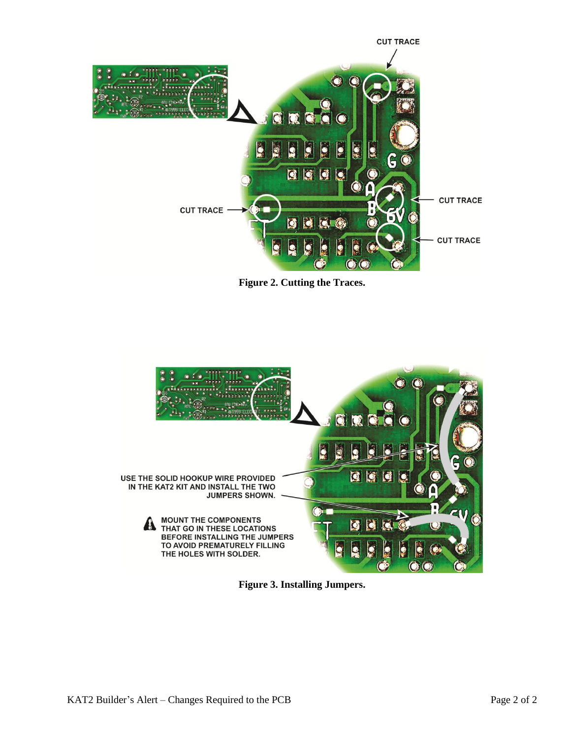CUT TRACE

CUT TRACE

CUT TRACE

CUT TRACE

**Figure 2. Cutting the Traces.**

USE THE SOLID HOOKUP WIRE PROVIDED IN THE KAT2 KIT AND INSTALL THE TWO JUMPERS SHOWN.

MOUNT THE COMPONENTS THAT GO IN THESE LOCATIONS BEFORE INSTALLING THE JUMPERS TO AVOID PREMATURELY FILLING THE HOLES WITH SOLDER.

**Figure 3. Installing Jumpers.**